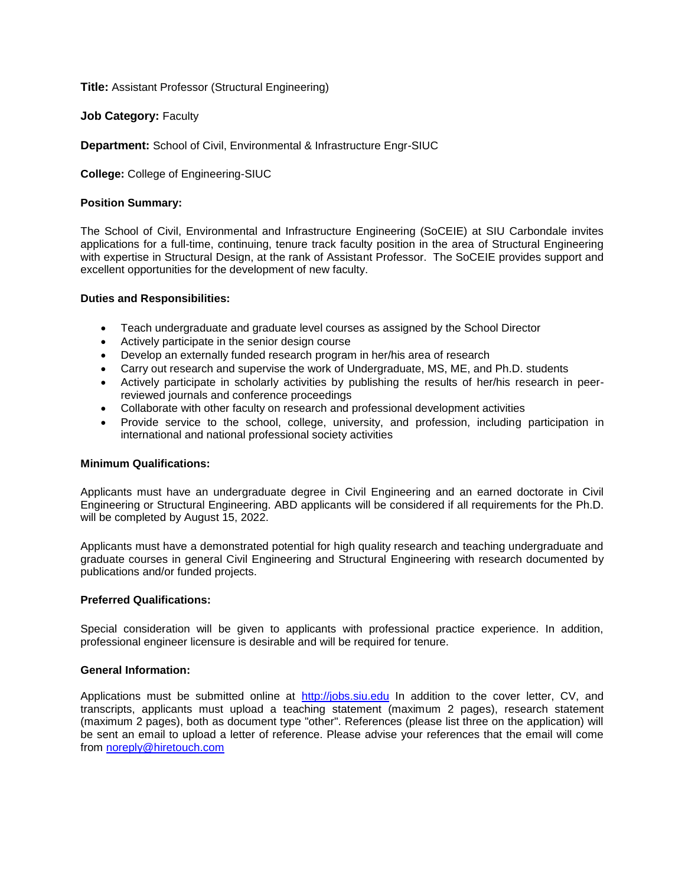**Title:** Assistant Professor (Structural Engineering)

**Job Category:** Faculty

**Department:** School of Civil, Environmental & Infrastructure Engr-SIUC

**College:** College of Engineering-SIUC

**Position Summary:**

The School of Civil, Environmental and Infrastructure Engineering (SoCEIE) at SIU Carbondale invites applications for a full-time, continuing, tenure track faculty position in the area of Structural Engineering with expertise in Structural Design, at the rank of Assistant Professor. The SoCEIE provides support and excellent opportunities for the development of new faculty.

**Duties and Responsibilities:**

- Teach undergraduate and graduate level courses as assigned by the School Director
- Actively participate in the senior design course
- Develop an externally funded research program in her/his area of research
- Carry out research and supervise the work of Undergraduate, MS, ME, and Ph.D. students
- Actively participate in scholarly activities by publishing the results of her/his research in peer-reviewed journals and conference proceedings
- Collaborate with other faculty on research and professional development activities
- Provide service to the school, college, university, and profession, including participation in international and national professional society activities

**Minimum Qualifications:**

Applicants must have an undergraduate degree in Civil Engineering and an earned doctorate in Civil Engineering or Structural Engineering. ABD applicants will be considered if all requirements for the Ph.D. will be completed by August 15, 2022.

Applicants must have a demonstrated potential for high quality research and teaching undergraduate and graduate courses in general Civil Engineering and Structural Engineering with research documented by publications and/or funded projects.

**Preferred Qualifications:**

Special consideration will be given to applicants with professional practice experience. In addition, professional engineer licensure is desirable and will be required for tenure.

**General Information:**

Applications must be submitted online at http://jobs.siu.edu In addition to the cover letter, CV, and transcripts, applicants must upload a teaching statement (maximum 2 pages), research statement (maximum 2 pages), both as document type "other". References (please list three on the application) will be sent an email to upload a letter of reference. Please advise your references that the email will come from noreply@hiretouch.com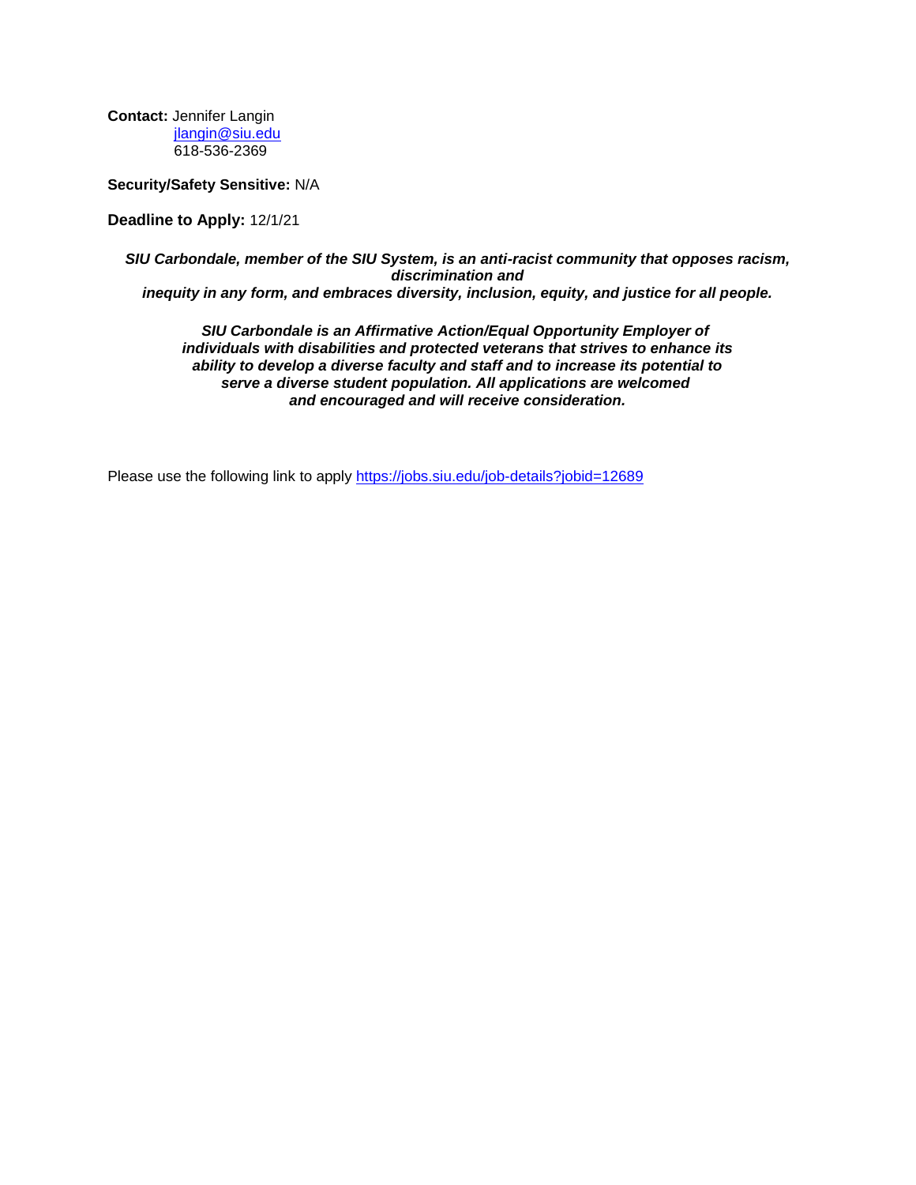**Contact:** Jennifer Langin
jlangin@siu.edu
618-536-2369

**Security/Safety Sensitive:** N/A

**Deadline to Apply:** 12/1/21

***SIU Carbondale, member of the SIU System, is an anti-racist community that opposes racism, discrimination and inequity in any form, and embraces diversity, inclusion, equity, and justice for all people.***

***SIU Carbondale is an Affirmative Action/Equal Opportunity Employer of individuals with disabilities and protected veterans that strives to enhance its ability to develop a diverse faculty and staff and to increase its potential to serve a diverse student population. All applications are welcomed and encouraged and will receive consideration.***

Please use the following link to apply https://jobs.siu.edu/job-details?jobid=12689